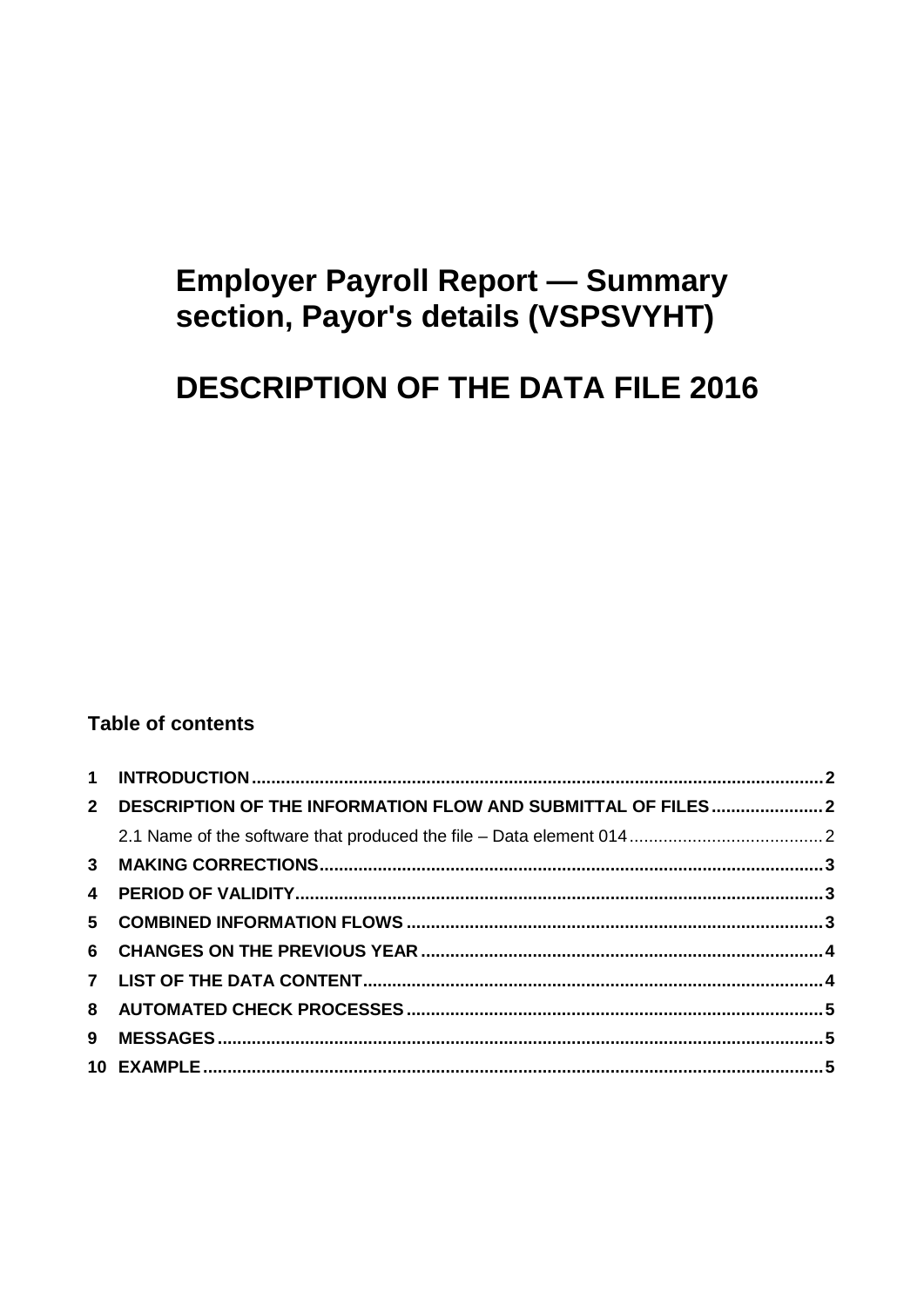# Employer Payroll Report — Summary section, Payor's details (VSPSVYHT)

# DESCRIPTION OF THE DATA FILE 2016

**Table of contents**

| | | |
|---|---|---|
| **1** | **INTRODUCTION** | **2** |
| **2** | **DESCRIPTION OF THE INFORMATION FLOW AND SUBMITTAL OF FILES** | **2** |
| | 2.1 Name of the software that produced the file – Data element 014 | 2 |
| **3** | **MAKING CORRECTIONS** | **3** |
| **4** | **PERIOD OF VALIDITY** | **3** |
| **5** | **COMBINED INFORMATION FLOWS** | **3** |
| **6** | **CHANGES ON THE PREVIOUS YEAR** | **4** |
| **7** | **LIST OF THE DATA CONTENT** | **4** |
| **8** | **AUTOMATED CHECK PROCESSES** | **5** |
| **9** | **MESSAGES** | **5** |
| **10** | **EXAMPLE** | **5** |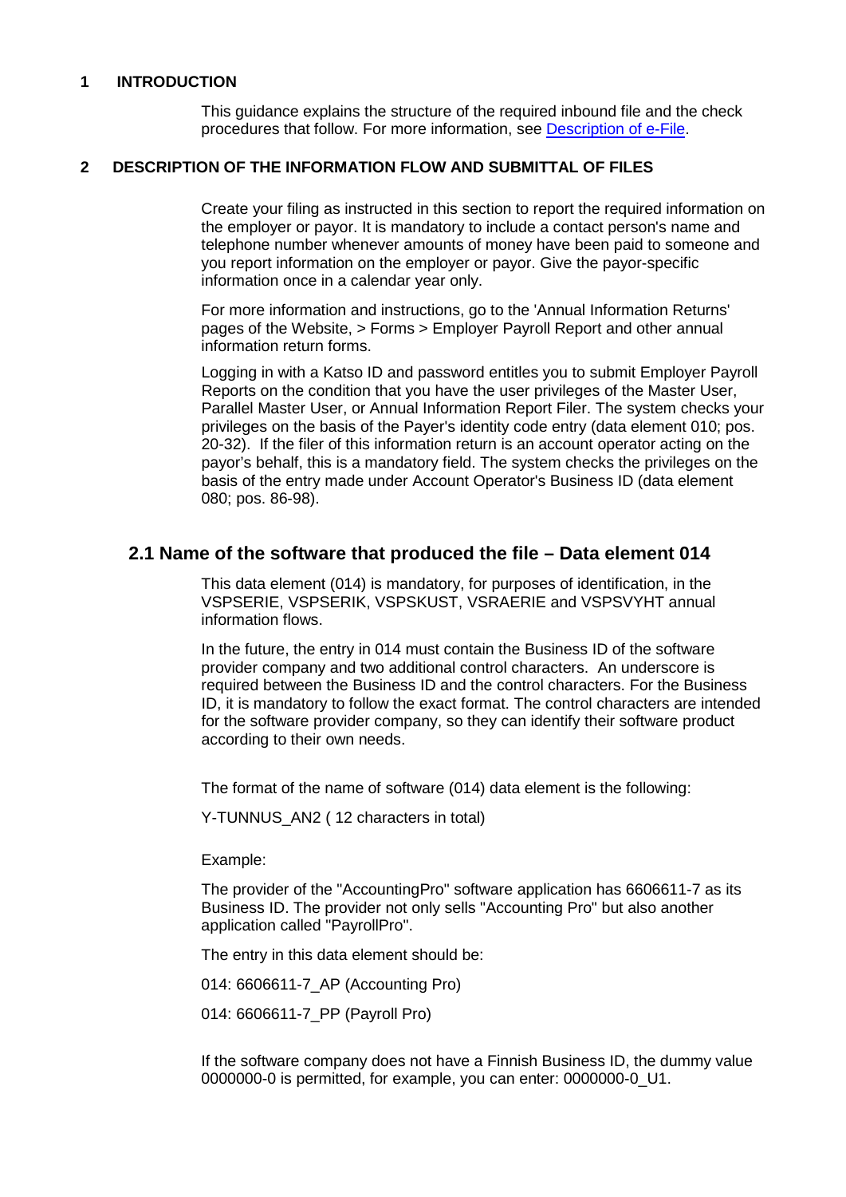## 1 INTRODUCTION

This guidance explains the structure of the required inbound file and the check procedures that follow. For more information, see [Description of e-File](#).

## 2 DESCRIPTION OF THE INFORMATION FLOW AND SUBMITTAL OF FILES

Create your filing as instructed in this section to report the required information on the employer or payor. It is mandatory to include a contact person's name and telephone number whenever amounts of money have been paid to someone and you report information on the employer or payor. Give the payor-specific information once in a calendar year only.

For more information and instructions, go to the 'Annual Information Returns' pages of the Website, > Forms > Employer Payroll Report and other annual information return forms.

Logging in with a Katso ID and password entitles you to submit Employer Payroll Reports on the condition that you have the user privileges of the Master User, Parallel Master User, or Annual Information Report Filer. The system checks your privileges on the basis of the Payer's identity code entry (data element 010; pos. 20-32). If the filer of this information return is an account operator acting on the payor's behalf, this is a mandatory field. The system checks the privileges on the basis of the entry made under Account Operator's Business ID (data element 080; pos. 86-98).

### 2.1 Name of the software that produced the file – Data element 014

This data element (014) is mandatory, for purposes of identification, in the VSPSERIE, VSPSERIK, VSPSKUST, VSRAERIE and VSPSVYHT annual information flows.

In the future, the entry in 014 must contain the Business ID of the software provider company and two additional control characters. An underscore is required between the Business ID and the control characters. For the Business ID, it is mandatory to follow the exact format. The control characters are intended for the software provider company, so they can identify their software product according to their own needs.

The format of the name of software (014) data element is the following:

Y-TUNNUS_AN2 ( 12 characters in total)

Example:

The provider of the "AccountingPro" software application has 6606611-7 as its Business ID. The provider not only sells "Accounting Pro" but also another application called "PayrollPro".

The entry in this data element should be:

014: 6606611-7_AP (Accounting Pro)

014: 6606611-7_PP (Payroll Pro)

If the software company does not have a Finnish Business ID, the dummy value 0000000-0 is permitted, for example, you can enter: 0000000-0_U1.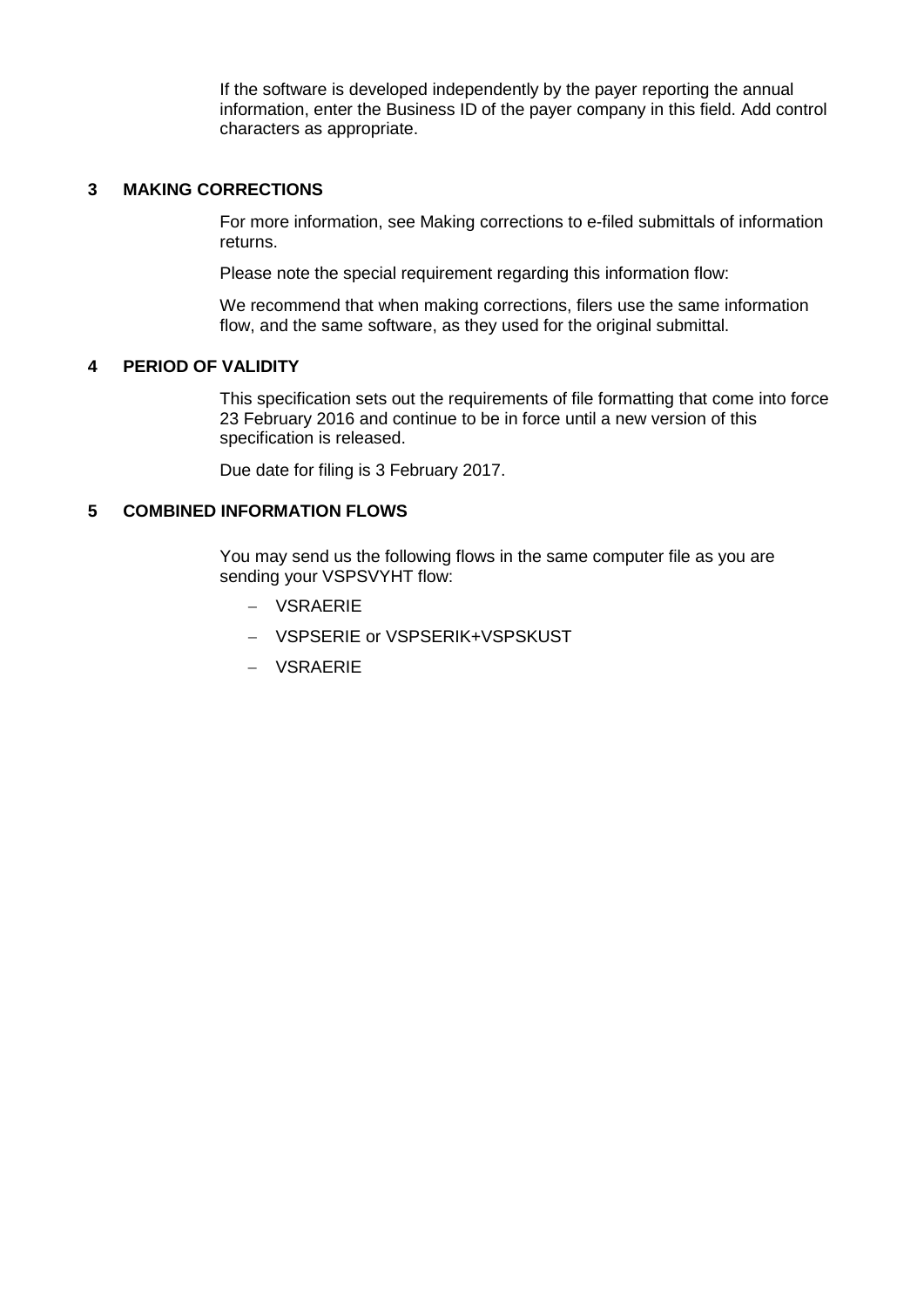If the software is developed independently by the payer reporting the annual information, enter the Business ID of the payer company in this field. Add control characters as appropriate.

## 3 MAKING CORRECTIONS

For more information, see Making corrections to e-filed submittals of information returns.

Please note the special requirement regarding this information flow:

We recommend that when making corrections, filers use the same information flow, and the same software, as they used for the original submittal.

## 4 PERIOD OF VALIDITY

This specification sets out the requirements of file formatting that come into force 23 February 2016 and continue to be in force until a new version of this specification is released.

Due date for filing is 3 February 2017.

## 5 COMBINED INFORMATION FLOWS

You may send us the following flows in the same computer file as you are sending your VSPSVYHT flow:

- VSRAERIE
- VSPSERIE or VSPSERIK+VSPSKUST
- VSRAERIE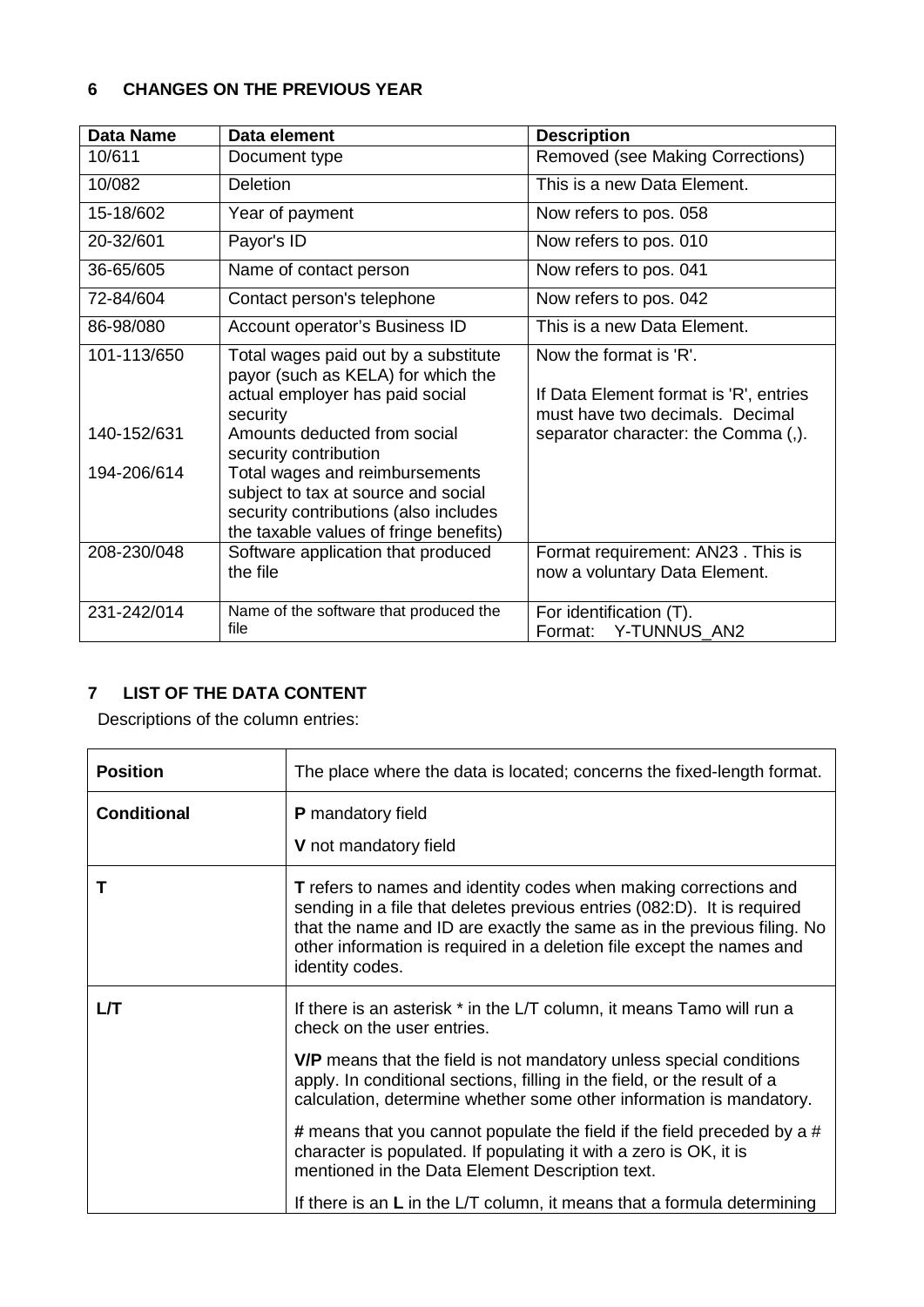## 6 CHANGES ON THE PREVIOUS YEAR

| Data Name | Data element | Description |
|---|---|---|
| 10/611 | Document type | Removed (see Making Corrections) |
| 10/082 | Deletion | This is a new Data Element. |
| 15-18/602 | Year of payment | Now refers to pos. 058 |
| 20-32/601 | Payor's ID | Now refers to pos. 010 |
| 36-65/605 | Name of contact person | Now refers to pos. 041 |
| 72-84/604 | Contact person's telephone | Now refers to pos. 042 |
| 86-98/080 | Account operator's Business ID | This is a new Data Element. |
| 101-113/650<br><br><br><br>140-152/631<br><br>194-206/614 | Total wages paid out by a substitute payor (such as KELA) for which the actual employer has paid social security<br>Amounts deducted from social security contribution<br>Total wages and reimbursements subject to tax at source and social security contributions (also includes the taxable values of fringe benefits) | Now the format is 'R'.<br><br>If Data Element format is 'R', entries must have two decimals. Decimal separator character: the Comma (,). |
| 208-230/048 | Software application that produced the file | Format requirement: AN23 . This is now a voluntary Data Element. |
| 231-242/014 | Name of the software that produced the file | For identification (T).<br>Format: Y-TUNNUS_AN2 |

## 7 LIST OF THE DATA CONTENT

Descriptions of the column entries:

| | |
|---|---|
| **Position** | The place where the data is located; concerns the fixed-length format. |
| **Conditional** | **P** mandatory field<br><br>**V** not mandatory field |
| **T** | **T** refers to names and identity codes when making corrections and sending in a file that deletes previous entries (082:D). It is required that the name and ID are exactly the same as in the previous filing. No other information is required in a deletion file except the names and identity codes. |
| **L/T** | If there is an asterisk * in the L/T column, it means Tamo will run a check on the user entries.<br><br>**V/P** means that the field is not mandatory unless special conditions apply. In conditional sections, filling in the field, or the result of a calculation, determine whether some other information is mandatory.<br><br>**#** means that you cannot populate the field if the field preceded by a # character is populated. If populating it with a zero is OK, it is mentioned in the Data Element Description text.<br><br>If there is an **L** in the L/T column, it means that a formula determining |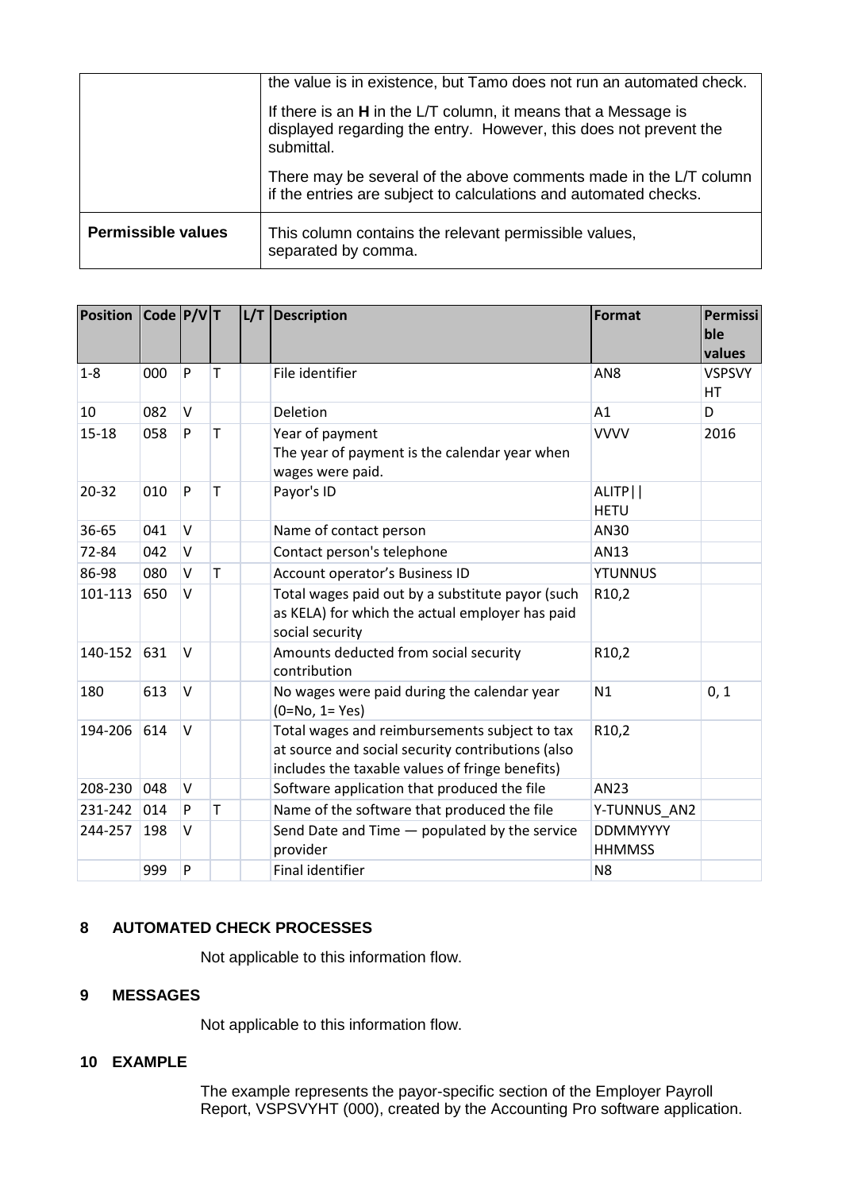| | |
|---|---|
| | the value is in existence, but Tamo does not run an automated check.<br><br>If there is an **H** in the L/T column, it means that a Message is displayed regarding the entry. However, this does not prevent the submittal.<br><br>There may be several of the above comments made in the L/T column if the entries are subject to calculations and automated checks. |
| **Permissible values** | This column contains the relevant permissible values, separated by comma. |

| Position | Code | P/V | T | L/T | Description | Format | Permissible values |
|---|---|---|---|---|---|---|---|
| 1-8 | 000 | P | T | | File identifier | AN8 | VSPSVYHT |
| 10 | 082 | V | | | Deletion | A1 | D |
| 15-18 | 058 | P | T | | Year of payment<br>The year of payment is the calendar year when wages were paid. | VVVV | 2016 |
| 20-32 | 010 | P | T | | Payor's ID | ALITP\|\|<br>HETU | |
| 36-65 | 041 | V | | | Name of contact person | AN30 | |
| 72-84 | 042 | V | | | Contact person's telephone | AN13 | |
| 86-98 | 080 | V | T | | Account operator's Business ID | YTUNNUS | |
| 101-113 | 650 | V | | | Total wages paid out by a substitute payor (such as KELA) for which the actual employer has paid social security | R10,2 | |
| 140-152 | 631 | V | | | Amounts deducted from social security contribution | R10,2 | |
| 180 | 613 | V | | | No wages were paid during the calendar year (0=No, 1= Yes) | N1 | 0, 1 |
| 194-206 | 614 | V | | | Total wages and reimbursements subject to tax at source and social security contributions (also includes the taxable values of fringe benefits) | R10,2 | |
| 208-230 | 048 | V | | | Software application that produced the file | AN23 | |
| 231-242 | 014 | P | T | | Name of the software that produced the file | Y-TUNNUS_AN2 | |
| 244-257 | 198 | V | | | Send Date and Time — populated by the service provider | DDMMYYYY<br>HHMMSS | |
| | 999 | P | | | Final identifier | N8 | |

## 8 AUTOMATED CHECK PROCESSES

Not applicable to this information flow.

## 9 MESSAGES

Not applicable to this information flow.

## 10 EXAMPLE

The example represents the payor-specific section of the Employer Payroll Report, VSPSVYHT (000), created by the Accounting Pro software application.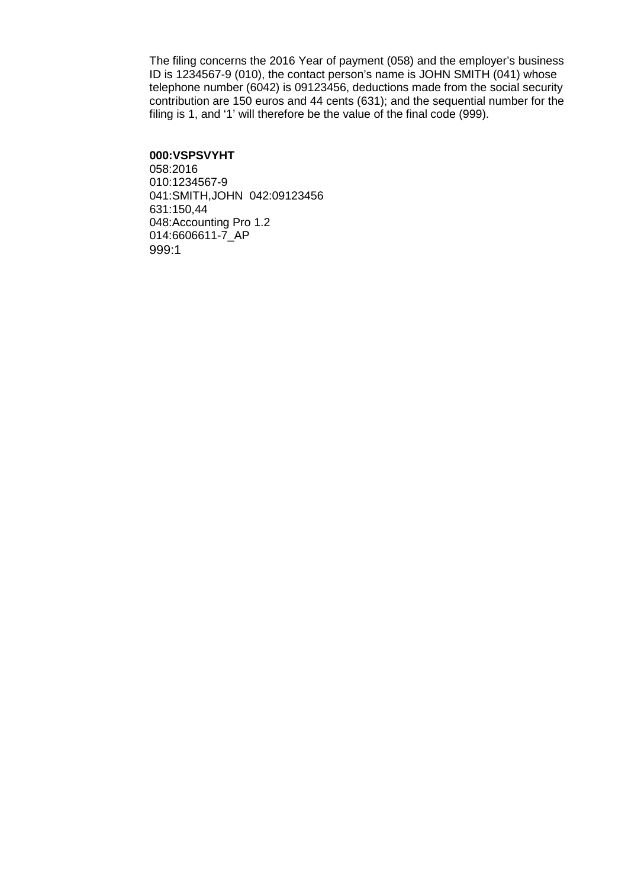The filing concerns the 2016 Year of payment (058) and the employer's business ID is 1234567-9 (010), the contact person's name is JOHN SMITH (041) whose telephone number (6042) is 09123456, deductions made from the social security contribution are 150 euros and 44 cents (631); and the sequential number for the filing is 1, and '1' will therefore be the value of the final code (999).

```
000:VSPSVYHT
058:2016
010:1234567-9
041:SMITH,JOHN  042:09123456
631:150,44
048:Accounting Pro 1.2
014:6606611-7_AP
999:1
```